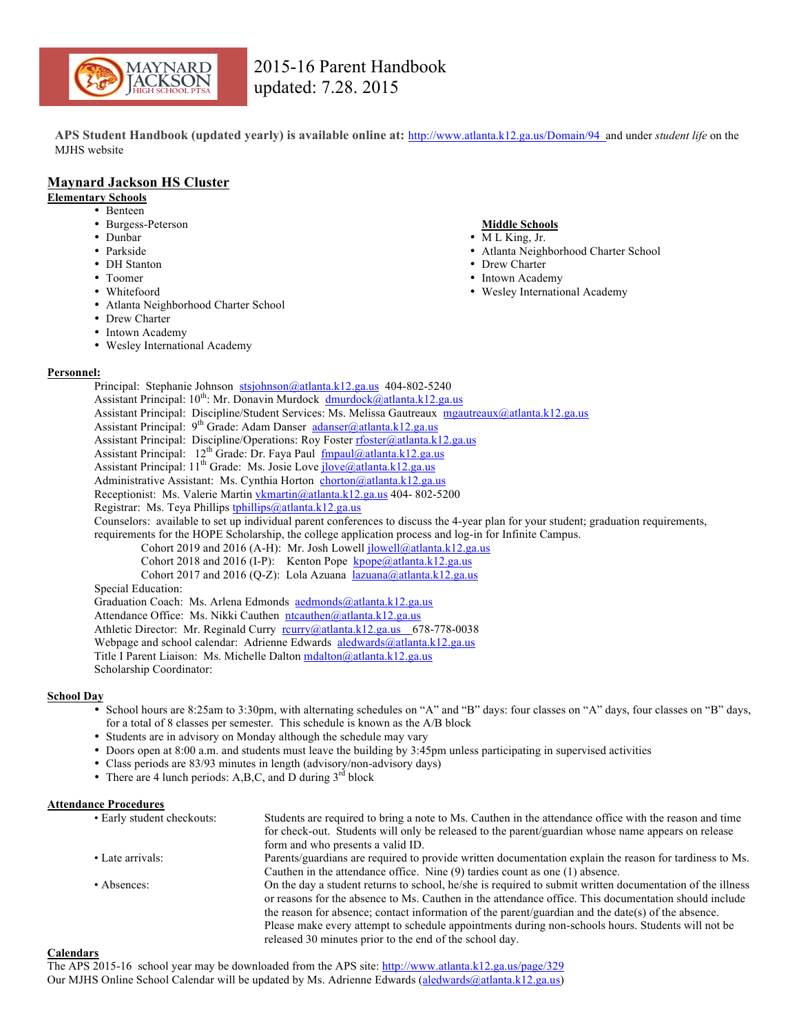# 2015-16 Parent Handbook
# updated: 7.28. 2015

**APS Student Handbook (updated yearly) is available online at:** http://www.atlanta.k12.ga.us/Domain/94 and under *student life* on the MJHS website

## Maynard Jackson HS Cluster

**Elementary Schools**

- Benteen
- Burgess-Peterson
- Dunbar
- Parkside
- DH Stanton
- Toomer
- Whitefoord
- Atlanta Neighborhood Charter School
- Drew Charter
- Intown Academy
- Wesley International Academy

**Middle Schools**

- M L King, Jr.
- Atlanta Neighborhood Charter School
- Drew Charter
- Intown Academy
- Wesley International Academy

**Personnel:**

Principal: Stephanie Johnson stsjohnson@atlanta.k12.ga.us 404-802-5240
Assistant Principal: 10th: Mr. Donavin Murdock dmurdock@atlanta.k12.ga.us
Assistant Principal: Discipline/Student Services: Ms. Melissa Gautreaux mgautreaux@atlanta.k12.ga.us
Assistant Principal: 9th Grade: Adam Danser adanser@atlanta.k12.ga.us
Assistant Principal: Discipline/Operations: Roy Foster rfoster@atlanta.k12.ga.us
Assistant Principal: 12th Grade: Dr. Faya Paul fmpaul@atlanta.k12.ga.us
Assistant Principal: 11th Grade: Ms. Josie Love jlove@atlanta.k12.ga.us
Administrative Assistant: Ms. Cynthia Horton chorton@atlanta.k12.ga.us
Receptionist: Ms. Valerie Martin vkmartin@atlanta.k12.ga.us 404- 802-5200
Registrar: Ms. Teya Phillips tphillips@atlanta.k12.ga.us
Counselors: available to set up individual parent conferences to discuss the 4-year plan for your student; graduation requirements, requirements for the HOPE Scholarship, the college application process and log-in for Infinite Campus.

Cohort 2019 and 2016 (A-H): Mr. Josh Lowell jlowell@atlanta.k12.ga.us
Cohort 2018 and 2016 (I-P): Kenton Pope kpope@atlanta.k12.ga.us
Cohort 2017 and 2016 (Q-Z): Lola Azuana lazuana@atlanta.k12.ga.us

Special Education:
Graduation Coach: Ms. Arlena Edmonds aedmonds@atlanta.k12.ga.us
Attendance Office: Ms. Nikki Cauthen ntcauthen@atlanta.k12.ga.us
Athletic Director: Mr. Reginald Curry rcurry@atlanta.k12.ga.us 678-778-0038
Webpage and school calendar: Adrienne Edwards aledwards@atlanta.k12.ga.us
Title I Parent Liaison: Ms. Michelle Dalton mdalton@atlanta.k12.ga.us
Scholarship Coordinator:

**School Day**

- School hours are 8:25am to 3:30pm, with alternating schedules on "A" and "B" days: four classes on "A" days, four classes on "B" days, for a total of 8 classes per semester. This schedule is known as the A/B block
- Students are in advisory on Monday although the schedule may vary
- Doors open at 8:00 a.m. and students must leave the building by 3:45pm unless participating in supervised activities
- Class periods are 83/93 minutes in length (advisory/non-advisory days)
- There are 4 lunch periods: A,B,C, and D during 3rd block

**Attendance Procedures**

- **Early student checkouts:** Students are required to bring a note to Ms. Cauthen in the attendance office with the reason and time for check-out. Students will only be released to the parent/guardian whose name appears on release form and who presents a valid ID.
- **Late arrivals:** Parents/guardians are required to provide written documentation explain the reason for tardiness to Ms. Cauthen in the attendance office. Nine (9) tardies count as one (1) absence.
- **Absences:** On the day a student returns to school, he/she is required to submit written documentation of the illness or reasons for the absence to Ms. Cauthen in the attendance office. This documentation should include the reason for absence; contact information of the parent/guardian and the date(s) of the absence. Please make every attempt to schedule appointments during non-schools hours. Students will not be released 30 minutes prior to the end of the school day.

**Calendars**

The APS 2015-16 school year may be downloaded from the APS site: http://www.atlanta.k12.ga.us/page/329
Our MJHS Online School Calendar will be updated by Ms. Adrienne Edwards (aledwards@atlanta.k12.ga.us)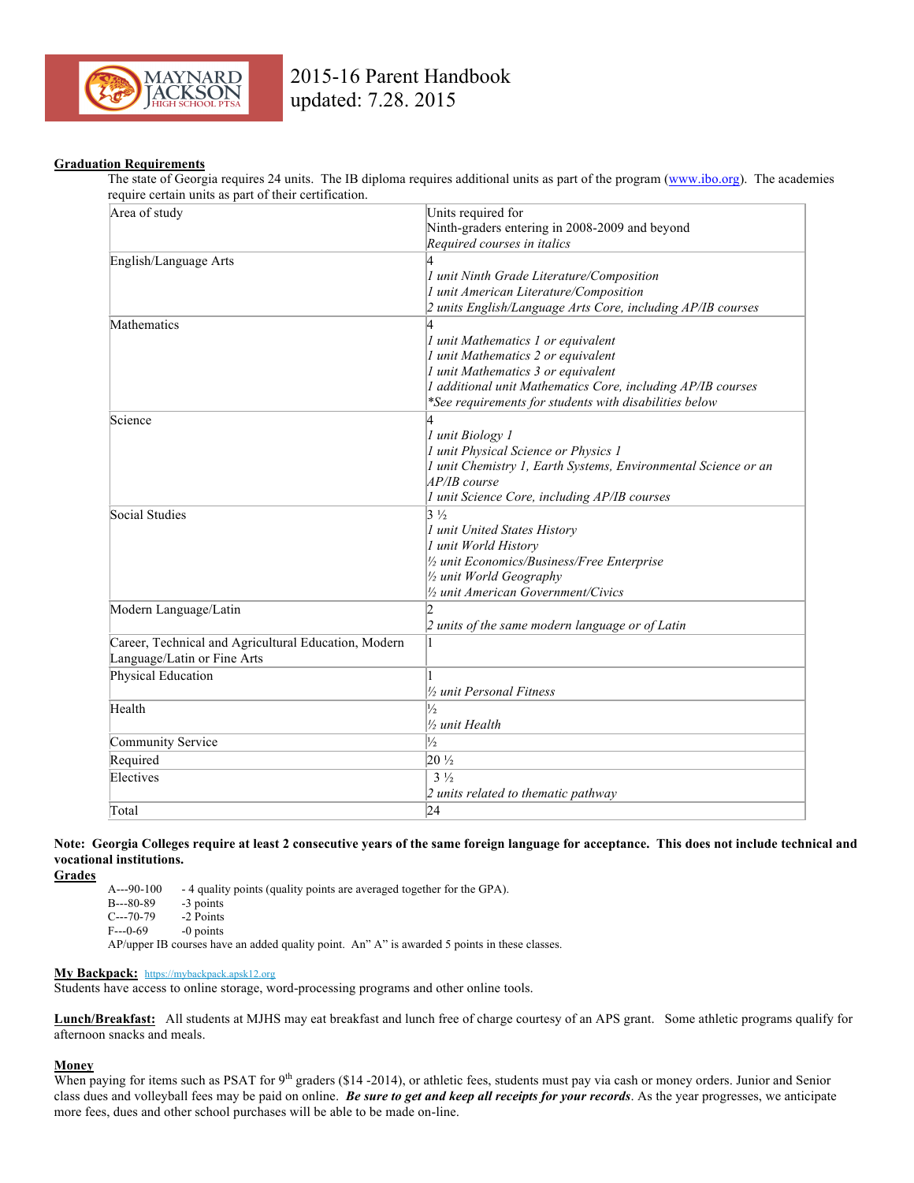2015-16 Parent Handbook
updated: 7.28. 2015

**Graduation Requirements**

The state of Georgia requires 24 units. The IB diploma requires additional units as part of the program (www.ibo.org). The academies require certain units as part of their certification.

| Area of study | Units required for Ninth-graders entering in 2008-2009 and beyond *Required courses in italics* |
|---|---|
| English/Language Arts | 4<br>*1 unit Ninth Grade Literature/Composition*<br>*1 unit American Literature/Composition*<br>*2 units English/Language Arts Core, including AP/IB courses* |
| Mathematics | 4<br>*1 unit Mathematics 1 or equivalent*<br>*1 unit Mathematics 2 or equivalent*<br>*1 unit Mathematics 3 or equivalent*<br>*1 additional unit Mathematics Core, including AP/IB courses*<br>*\*See requirements for students with disabilities below* |
| Science | 4<br>*1 unit Biology 1*<br>*1 unit Physical Science or Physics 1*<br>*1 unit Chemistry 1, Earth Systems, Environmental Science or an AP/IB course*<br>*1 unit Science Core, including AP/IB courses* |
| Social Studies | 3 ½<br>*1 unit United States History*<br>*1 unit World History*<br>*½ unit Economics/Business/Free Enterprise*<br>*½ unit World Geography*<br>*½ unit American Government/Civics* |
| Modern Language/Latin | 2<br>*2 units of the same modern language or of Latin* |
| Career, Technical and Agricultural Education, Modern Language/Latin or Fine Arts | 1 |
| Physical Education | 1<br>*½ unit Personal Fitness* |
| Health | ½<br>*½ unit Health* |
| Community Service | ½ |
| Required | 20 ½ |
| Electives | 3 ½<br>*2 units related to thematic pathway* |
| Total | 24 |

**Note: Georgia Colleges require at least 2 consecutive years of the same foreign language for acceptance. This does not include technical and vocational institutions.**

**Grades**

A---90-100 - 4 quality points (quality points are averaged together for the GPA).
B---80-89 -3 points
C---70-79 -2 Points
F---0-69 -0 points
AP/upper IB courses have an added quality point. An" A" is awarded 5 points in these classes.

**My Backpack:** https://mybackpack.apsk12.org
Students have access to online storage, word-processing programs and other online tools.

**Lunch/Breakfast:** All students at MJHS may eat breakfast and lunch free of charge courtesy of an APS grant. Some athletic programs qualify for afternoon snacks and meals.

**Money**
When paying for items such as PSAT for 9th graders ($14 -2014), or athletic fees, students must pay via cash or money orders. Junior and Senior class dues and volleyball fees may be paid on online. ***Be sure to get and keep all receipts for your records***. As the year progresses, we anticipate more fees, dues and other school purchases will be able to be made on-line.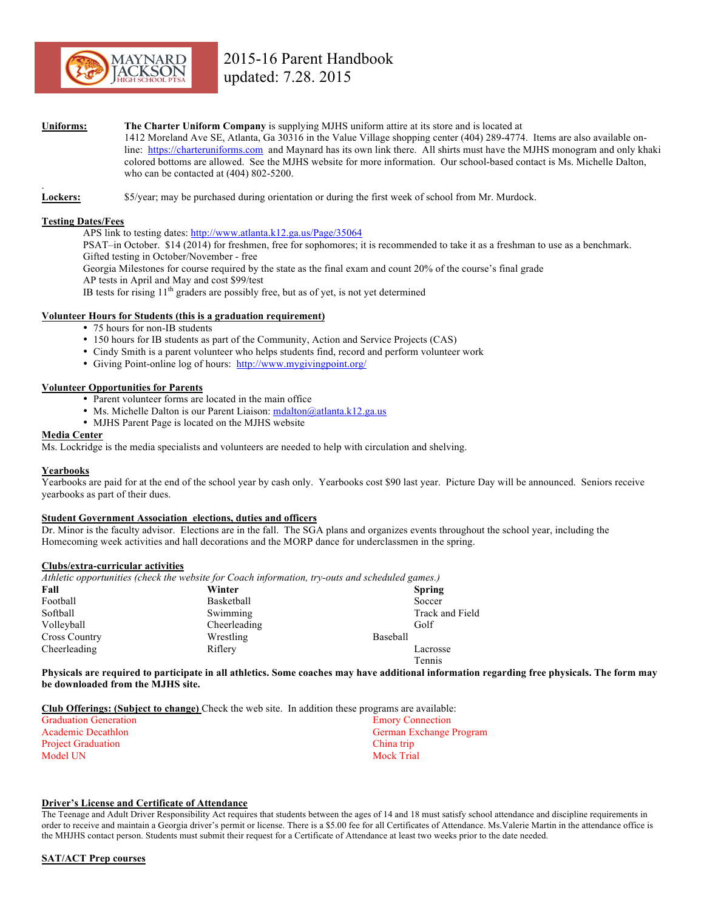# 2015-16 Parent Handbook
updated: 7.28. 2015

**Uniforms:** **The Charter Uniform Company** is supplying MJHS uniform attire at its store and is located at 1412 Moreland Ave SE, Atlanta, Ga 30316 in the Value Village shopping center (404) 289-4774. Items are also available on-line: https://charteruniforms.com and Maynard has its own link there. All shirts must have the MJHS monogram and only khaki colored bottoms are allowed. See the MJHS website for more information. Our school-based contact is Ms. Michelle Dalton, who can be contacted at (404) 802-5200.

**Lockers:** $5/year; may be purchased during orientation or during the first week of school from Mr. Murdock.

**Testing Dates/Fees**

APS link to testing dates: http://www.atlanta.k12.ga.us/Page/35064
PSAT–in October. $14 (2014) for freshmen, free for sophomores; it is recommended to take it as a freshman to use as a benchmark.
Gifted testing in October/November - free
Georgia Milestones for course required by the state as the final exam and count 20% of the course's final grade
AP tests in April and May and cost $99/test
IB tests for rising 11th graders are possibly free, but as of yet, is not yet determined

**Volunteer Hours for Students (this is a graduation requirement)**

- 75 hours for non-IB students
- 150 hours for IB students as part of the Community, Action and Service Projects (CAS)
- Cindy Smith is a parent volunteer who helps students find, record and perform volunteer work
- Giving Point-online log of hours: http://www.mygivingpoint.org/

**Volunteer Opportunities for Parents**

- Parent volunteer forms are located in the main office
- Ms. Michelle Dalton is our Parent Liaison: mdalton@atlanta.k12.ga.us
- MJHS Parent Page is located on the MJHS website

**Media Center**

Ms. Lockridge is the media specialists and volunteers are needed to help with circulation and shelving.

**Yearbooks**

Yearbooks are paid for at the end of the school year by cash only. Yearbooks cost $90 last year. Picture Day will be announced. Seniors receive yearbooks as part of their dues.

**Student Government Association elections, duties and officers**

Dr. Minor is the faculty advisor. Elections are in the fall. The SGA plans and organizes events throughout the school year, including the Homecoming week activities and hall decorations and the MORP dance for underclassmen in the spring.

**Clubs/extra-curricular activities**

*Athletic opportunities (check the website for Coach information, try-outs and scheduled games.)*

| Fall | Winter | Spring |
|---|---|---|
| Football | Basketball | Soccer |
| Softball | Swimming | Track and Field |
| Volleyball | Cheerleading | Golf |
| Cross Country | Wrestling | Baseball |
| Cheerleading | Riflery | Lacrosse |
| | | Tennis |

**Physicals are required to participate in all athletics. Some coaches may have additional information regarding free physicals. The form may be downloaded from the MJHS site.**

**Club Offerings: (Subject to change)** Check the web site. In addition these programs are available:

- Graduation Generation
- Academic Decathlon
- Project Graduation
- Model UN
- Emory Connection
- German Exchange Program
- China trip
- Mock Trial

**Driver's License and Certificate of Attendance**

The Teenage and Adult Driver Responsibility Act requires that students between the ages of 14 and 18 must satisfy school attendance and discipline requirements in order to receive and maintain a Georgia driver's permit or license. There is a $5.00 fee for all Certificates of Attendance. Ms.Valerie Martin in the attendance office is the MHJHS contact person. Students must submit their request for a Certificate of Attendance at least two weeks prior to the date needed.

**SAT/ACT Prep courses**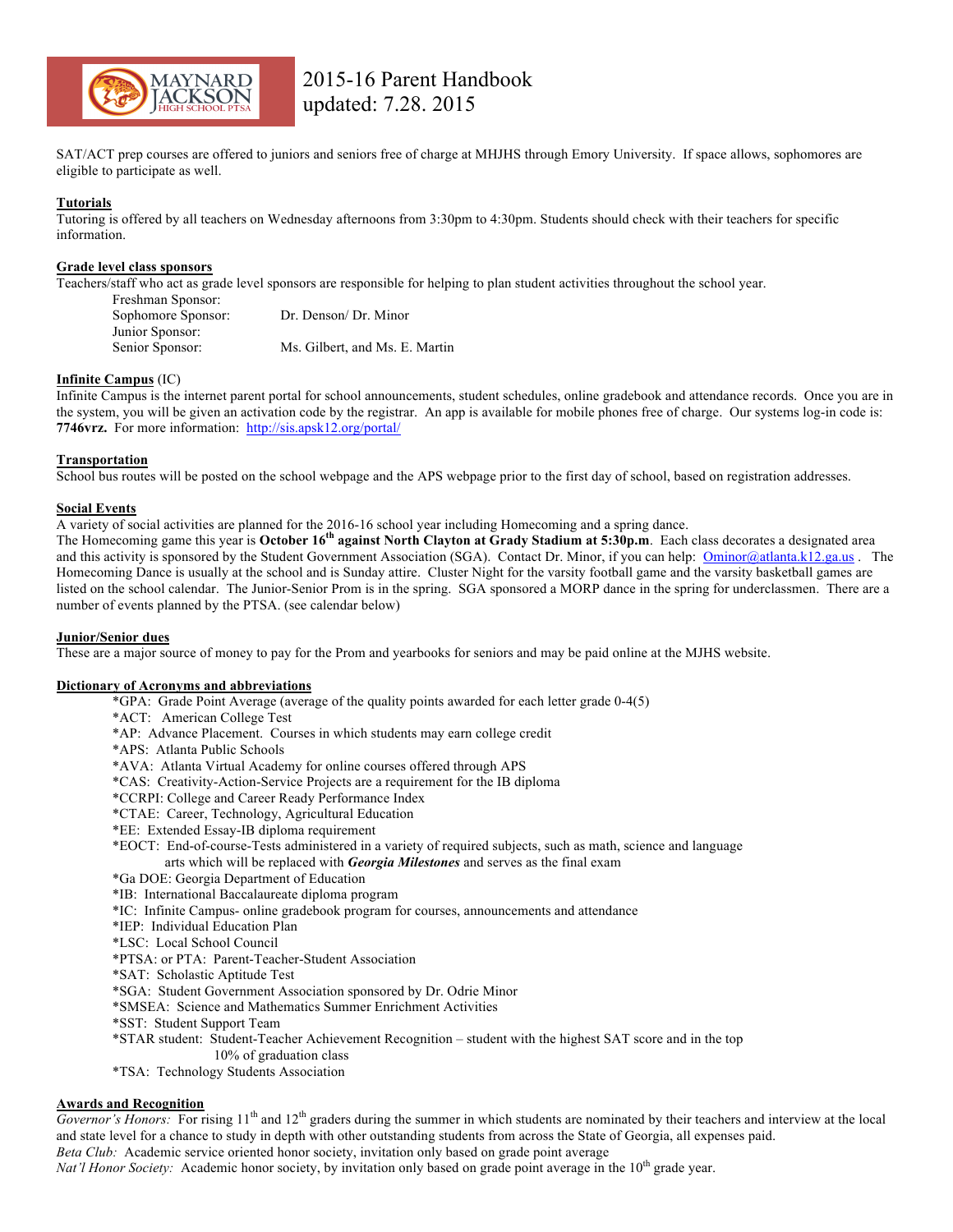SAT/ACT prep courses are offered to juniors and seniors free of charge at MHJHS through Emory University. If space allows, sophomores are eligible to participate as well.

**Tutorials**
Tutoring is offered by all teachers on Wednesday afternoons from 3:30pm to 4:30pm. Students should check with their teachers for specific information.

**Grade level class sponsors**
Teachers/staff who act as grade level sponsors are responsible for helping to plan student activities throughout the school year.

| | |
|---|---|
| Freshman Sponsor: | |
| Sophomore Sponsor: | Dr. Denson/ Dr. Minor |
| Junior Sponsor: | |
| Senior Sponsor: | Ms. Gilbert, and Ms. E. Martin |

**Infinite Campus** (IC)
Infinite Campus is the internet parent portal for school announcements, student schedules, online gradebook and attendance records. Once you are in the system, you will be given an activation code by the registrar. An app is available for mobile phones free of charge. Our systems log-in code is: **7746vrz.** For more information: http://sis.apsk12.org/portal/

**Transportation**
School bus routes will be posted on the school webpage and the APS webpage prior to the first day of school, based on registration addresses.

**Social Events**
A variety of social activities are planned for the 2016-16 school year including Homecoming and a spring dance.
The Homecoming game this year is **October 16th against North Clayton at Grady Stadium at 5:30p.m**. Each class decorates a designated area and this activity is sponsored by the Student Government Association (SGA). Contact Dr. Minor, if you can help: Ominor@atlanta.k12.ga.us . The Homecoming Dance is usually at the school and is Sunday attire. Cluster Night for the varsity football game and the varsity basketball games are listed on the school calendar. The Junior-Senior Prom is in the spring. SGA sponsored a MORP dance in the spring for underclassmen. There are a number of events planned by the PTSA. (see calendar below)

**Junior/Senior dues**
These are a major source of money to pay for the Prom and yearbooks for seniors and may be paid online at the MJHS website.

**Dictionary of Acronyms and abbreviations**

- *GPA: Grade Point Average (average of the quality points awarded for each letter grade 0-4(5)
- *ACT: American College Test
- *AP: Advance Placement. Courses in which students may earn college credit
- *APS: Atlanta Public Schools
- *AVA: Atlanta Virtual Academy for online courses offered through APS
- *CAS: Creativity-Action-Service Projects are a requirement for the IB diploma
- *CCRPI: College and Career Ready Performance Index
- *CTAE: Career, Technology, Agricultural Education
- *EE: Extended Essay-IB diploma requirement
- *EOCT: End-of-course-Tests administered in a variety of required subjects, such as math, science and language arts which will be replaced with ***Georgia Milestones*** and serves as the final exam
- *Ga DOE: Georgia Department of Education
- *IB: International Baccalaureate diploma program
- *IC: Infinite Campus- online gradebook program for courses, announcements and attendance
- *IEP: Individual Education Plan
- *LSC: Local School Council
- *PTSA: or PTA: Parent-Teacher-Student Association
- *SAT: Scholastic Aptitude Test
- *SGA: Student Government Association sponsored by Dr. Odrie Minor
- *SMSEA: Science and Mathematics Summer Enrichment Activities
- *SST: Student Support Team
- *STAR student: Student-Teacher Achievement Recognition – student with the highest SAT score and in the top 10% of graduation class
- *TSA: Technology Students Association

**Awards and Recognition**
*Governor's Honors:* For rising 11th and 12th graders during the summer in which students are nominated by their teachers and interview at the local and state level for a chance to study in depth with other outstanding students from across the State of Georgia, all expenses paid.
*Beta Club:* Academic service oriented honor society, invitation only based on grade point average
*Nat'l Honor Society:* Academic honor society, by invitation only based on grade point average in the 10th grade year.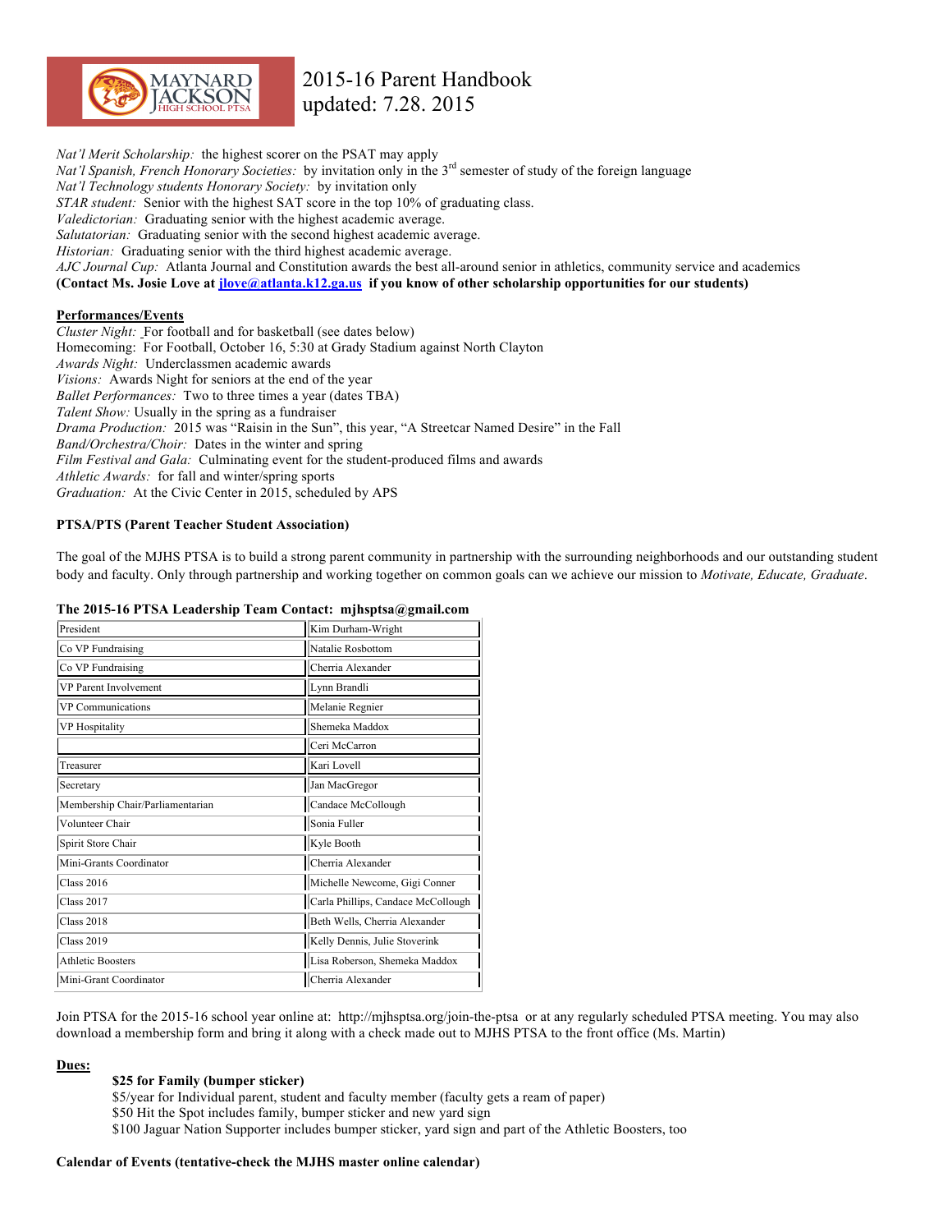*Nat'l Merit Scholarship:* the highest scorer on the PSAT may apply
*Nat'l Spanish, French Honorary Societies:* by invitation only in the 3rd semester of study of the foreign language
*Nat'l Technology students Honorary Society:* by invitation only
*STAR student:* Senior with the highest SAT score in the top 10% of graduating class.
*Valedictorian:* Graduating senior with the highest academic average.
*Salutatorian:* Graduating senior with the second highest academic average.
*Historian:* Graduating senior with the third highest academic average.
*AJC Journal Cup:* Atlanta Journal and Constitution awards the best all-around senior in athletics, community service and academics
**(Contact Ms. Josie Love at jlove@atlanta.k12.ga.us if you know of other scholarship opportunities for our students)**

**Performances/Events**

*Cluster Night:* For football and for basketball (see dates below)
Homecoming: For Football, October 16, 5:30 at Grady Stadium against North Clayton
*Awards Night:* Underclassmen academic awards
*Visions:* Awards Night for seniors at the end of the year
*Ballet Performances:* Two to three times a year (dates TBA)
*Talent Show:* Usually in the spring as a fundraiser
*Drama Production:* 2015 was "Raisin in the Sun", this year, "A Streetcar Named Desire" in the Fall
*Band/Orchestra/Choir:* Dates in the winter and spring
*Film Festival and Gala:* Culminating event for the student-produced films and awards
*Athletic Awards:* for fall and winter/spring sports
*Graduation:* At the Civic Center in 2015, scheduled by APS

**PTSA/PTS (Parent Teacher Student Association)**

The goal of the MJHS PTSA is to build a strong parent community in partnership with the surrounding neighborhoods and our outstanding student body and faculty. Only through partnership and working together on common goals can we achieve our mission to *Motivate, Educate, Graduate*.

**The 2015-16 PTSA Leadership Team Contact: mjhsptsa@gmail.com**

| | |
|---|---|
| President | Kim Durham-Wright |
| Co VP Fundraising | Natalie Rosbottom |
| Co VP Fundraising | Cherria Alexander |
| VP Parent Involvement | Lynn Brandli |
| VP Communications | Melanie Regnier |
| VP Hospitality | Shemeka Maddox |
| | Ceri McCarron |
| Treasurer | Kari Lovell |
| Secretary | Jan MacGregor |
| Membership Chair/Parliamentarian | Candace McCollough |
| Volunteer Chair | Sonia Fuller |
| Spirit Store Chair | Kyle Booth |
| Mini-Grants Coordinator | Cherria Alexander |
| Class 2016 | Michelle Newcome, Gigi Conner |
| Class 2017 | Carla Phillips, Candace McCollough |
| Class 2018 | Beth Wells, Cherria Alexander |
| Class 2019 | Kelly Dennis, Julie Stoverink |
| Athletic Boosters | Lisa Roberson, Shemeka Maddox |
| Mini-Grant Coordinator | Cherria Alexander |

Join PTSA for the 2015-16 school year online at: http://mjhsptsa.org/join-the-ptsa or at any regularly scheduled PTSA meeting. You may also download a membership form and bring it along with a check made out to MJHS PTSA to the front office (Ms. Martin)

**Dues:**

**$25 for Family (bumper sticker)**
$5/year for Individual parent, student and faculty member (faculty gets a ream of paper)
$50 Hit the Spot includes family, bumper sticker and new yard sign
$100 Jaguar Nation Supporter includes bumper sticker, yard sign and part of the Athletic Boosters, too

**Calendar of Events (tentative-check the MJHS master online calendar)**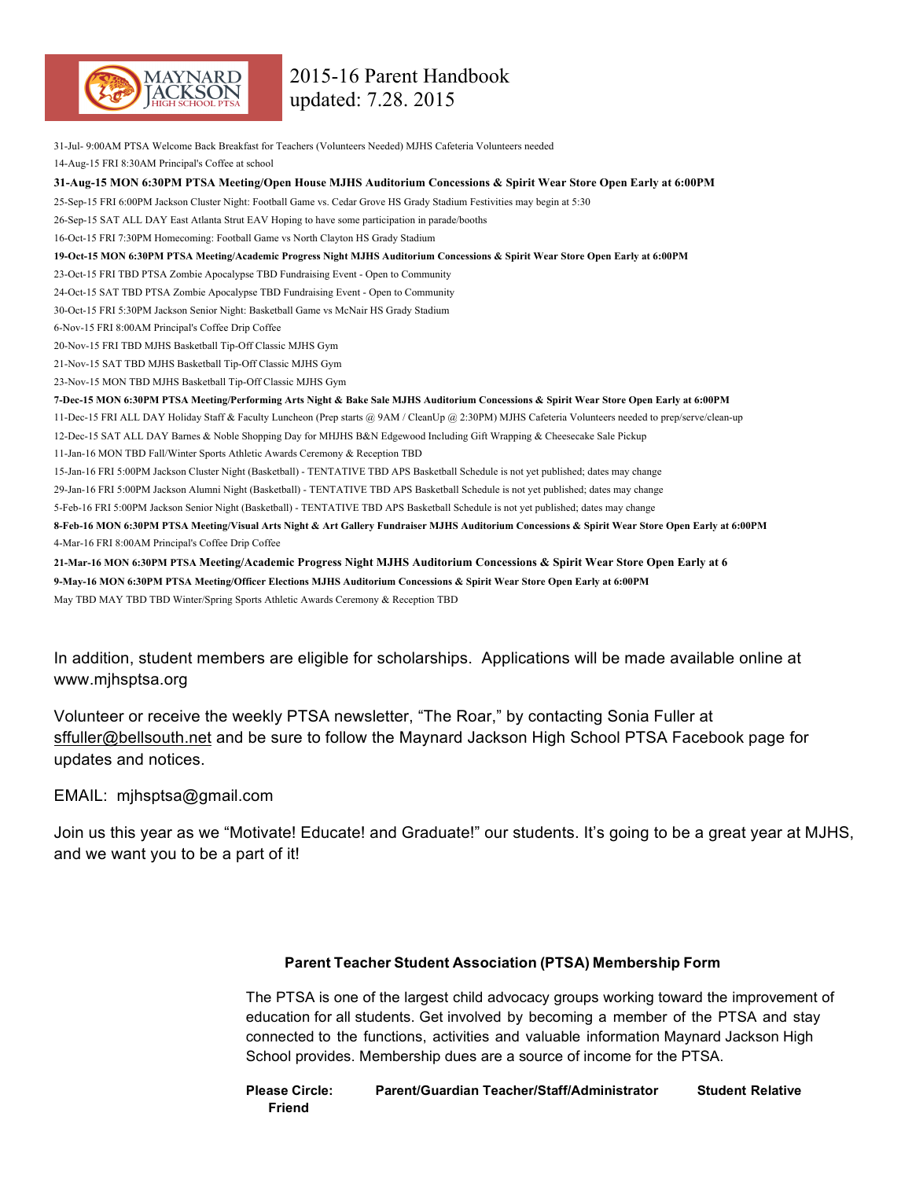# 2015-16 Parent Handbook
updated: 7.28. 2015

31-Jul- 9:00AM PTSA Welcome Back Breakfast for Teachers (Volunteers Needed) MJHS Cafeteria Volunteers needed

14-Aug-15 FRI 8:30AM Principal's Coffee at school

**31-Aug-15 MON 6:30PM PTSA Meeting/Open House MJHS Auditorium Concessions & Spirit Wear Store Open Early at 6:00PM**

25-Sep-15 FRI 6:00PM Jackson Cluster Night: Football Game vs. Cedar Grove HS Grady Stadium Festivities may begin at 5:30

26-Sep-15 SAT ALL DAY East Atlanta Strut EAV Hoping to have some participation in parade/booths

16-Oct-15 FRI 7:30PM Homecoming: Football Game vs North Clayton HS Grady Stadium

**19-Oct-15 MON 6:30PM PTSA Meeting/Academic Progress Night MJHS Auditorium Concessions & Spirit Wear Store Open Early at 6:00PM**

23-Oct-15 FRI TBD PTSA Zombie Apocalypse TBD Fundraising Event - Open to Community

24-Oct-15 SAT TBD PTSA Zombie Apocalypse TBD Fundraising Event - Open to Community

30-Oct-15 FRI 5:30PM Jackson Senior Night: Basketball Game vs McNair HS Grady Stadium

6-Nov-15 FRI 8:00AM Principal's Coffee Drip Coffee

20-Nov-15 FRI TBD MJHS Basketball Tip-Off Classic MJHS Gym

21-Nov-15 SAT TBD MJHS Basketball Tip-Off Classic MJHS Gym

23-Nov-15 MON TBD MJHS Basketball Tip-Off Classic MJHS Gym

**7-Dec-15 MON 6:30PM PTSA Meeting/Performing Arts Night & Bake Sale MJHS Auditorium Concessions & Spirit Wear Store Open Early at 6:00PM**

11-Dec-15 FRI ALL DAY Holiday Staff & Faculty Luncheon (Prep starts @ 9AM / CleanUp @ 2:30PM) MJHS Cafeteria Volunteers needed to prep/serve/clean-up

12-Dec-15 SAT ALL DAY Barnes & Noble Shopping Day for MHJHS B&N Edgewood Including Gift Wrapping & Cheesecake Sale Pickup

11-Jan-16 MON TBD Fall/Winter Sports Athletic Awards Ceremony & Reception TBD

15-Jan-16 FRI 5:00PM Jackson Cluster Night (Basketball) - TENTATIVE TBD APS Basketball Schedule is not yet published; dates may change

29-Jan-16 FRI 5:00PM Jackson Alumni Night (Basketball) - TENTATIVE TBD APS Basketball Schedule is not yet published; dates may change

5-Feb-16 FRI 5:00PM Jackson Senior Night (Basketball) - TENTATIVE TBD APS Basketball Schedule is not yet published; dates may change

**8-Feb-16 MON 6:30PM PTSA Meeting/Visual Arts Night & Art Gallery Fundraiser MJHS Auditorium Concessions & Spirit Wear Store Open Early at 6:00PM**

4-Mar-16 FRI 8:00AM Principal's Coffee Drip Coffee

**21-Mar-16 MON 6:30PM PTSA Meeting/Academic Progress Night MJHS Auditorium Concessions & Spirit Wear Store Open Early at 6**

**9-May-16 MON 6:30PM PTSA Meeting/Officer Elections MJHS Auditorium Concessions & Spirit Wear Store Open Early at 6:00PM**

May TBD MAY TBD TBD Winter/Spring Sports Athletic Awards Ceremony & Reception TBD

In addition, student members are eligible for scholarships. Applications will be made available online at www.mjhsptsa.org

Volunteer or receive the weekly PTSA newsletter, "The Roar," by contacting Sonia Fuller at sffuller@bellsouth.net and be sure to follow the Maynard Jackson High School PTSA Facebook page for updates and notices.

EMAIL: mjhsptsa@gmail.com

Join us this year as we "Motivate! Educate! and Graduate!" our students. It's going to be a great year at MJHS, and we want you to be a part of it!

### Parent Teacher Student Association (PTSA) Membership Form

The PTSA is one of the largest child advocacy groups working toward the improvement of education for all students. Get involved by becoming a member of the PTSA and stay connected to the functions, activities and valuable information Maynard Jackson High School provides. Membership dues are a source of income for the PTSA.

**Please Circle:** **Parent/Guardian** **Teacher/Staff/Administrator** **Student** **Relative** **Friend**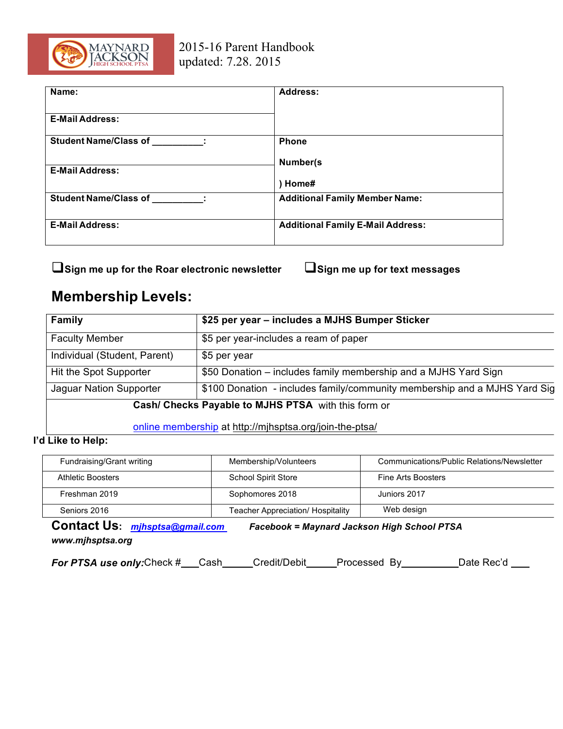2015-16 Parent Handbook
updated: 7.28. 2015

| | |
|---|---|
| **Name:** | **Address:** |
| **E-Mail Address:** | |
| **Student Name/Class of __________:** | **Phone Number(s) Home#** |
| **E-Mail Address:** | |
| **Student Name/Class of __________:** | **Additional Family Member Name:** |
| **E-Mail Address:** | **Additional Family E-Mail Address:** |

❑ **Sign me up for the Roar electronic newsletter** ❑ **Sign me up for text messages**

## Membership Levels:

| | |
|---|---|
| **Family** | **$25 per year – includes a MJHS Bumper Sticker** |
| Faculty Member | $5 per year-includes a ream of paper |
| Individual (Student, Parent) | $5 per year |
| Hit the Spot Supporter | $50 Donation – includes family membership and a MJHS Yard Sign |
| Jaguar Nation Supporter | $100 Donation - includes family/community membership and a MJHS Yard Sig |

**Cash/ Checks Payable to MJHS PTSA** with this form or

online membership at http://mjhsptsa.org/join-the-ptsa/

**I'd Like to Help:**

| | | |
|---|---|---|
| Fundraising/Grant writing | Membership/Volunteers | Communications/Public Relations/Newsletter |
| Athletic Boosters | School Spirit Store | Fine Arts Boosters |
| Freshman 2019 | Sophomores 2018 | Juniors 2017 |
| Seniors 2016 | Teacher Appreciation/ Hospitality | Web design |

**Contact Us**: ***mjhsptsa@gmail.com*** ***Facebook = Maynard Jackson High School PTSA***
***www.mjhsptsa.org***

***For PTSA use only:***Check #___Cash_____Credit/Debit_____Processed By__________Date Rec'd ___